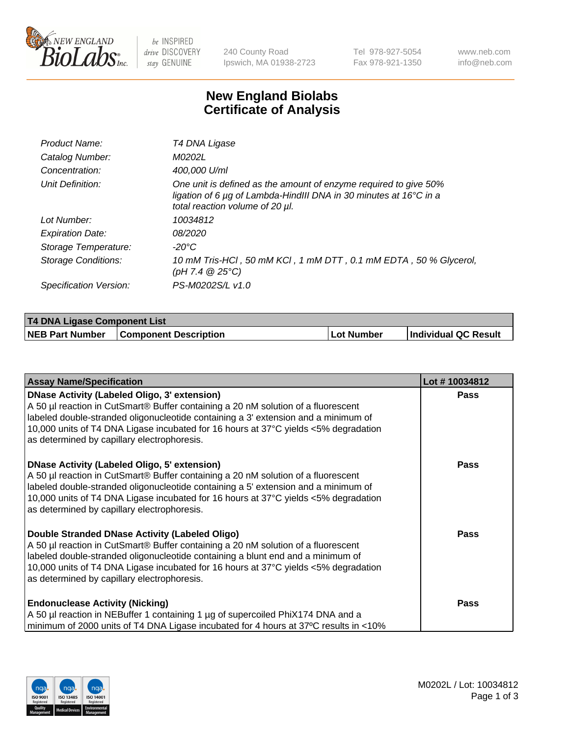# New England Biolabs Certificate of Analysis

| | |
|---|---|
| *Product Name:* | *T4 DNA Ligase* |
| *Catalog Number:* | *M0202L* |
| *Concentration:* | *400,000 U/ml* |
| *Unit Definition:* | *One unit is defined as the amount of enzyme required to give 50% ligation of 6 µg of Lambda-HindIII DNA in 30 minutes at 16°C in a total reaction volume of 20 µl.* |
| *Lot Number:* | *10034812* |
| *Expiration Date:* | *08/2020* |
| *Storage Temperature:* | *-20°C* |
| *Storage Conditions:* | *10 mM Tris-HCl , 50 mM KCl , 1 mM DTT , 0.1 mM EDTA , 50 % Glycerol, (pH 7.4 @ 25°C)* |
| *Specification Version:* | *PS-M0202S/L v1.0* |

| T4 DNA Ligase Component List | | | |
|---|---|---|---|
| **NEB Part Number** | **Component Description** | **Lot Number** | **Individual QC Result** |

| Assay Name/Specification | Lot # 10034812 |
|---|---|
| **DNase Activity (Labeled Oligo, 3' extension)** A 50 µl reaction in CutSmart® Buffer containing a 20 nM solution of a fluorescent labeled double-stranded oligonucleotide containing a 3' extension and a minimum of 10,000 units of T4 DNA Ligase incubated for 16 hours at 37°C yields <5% degradation as determined by capillary electrophoresis. | Pass |
| **DNase Activity (Labeled Oligo, 5' extension)** A 50 µl reaction in CutSmart® Buffer containing a 20 nM solution of a fluorescent labeled double-stranded oligonucleotide containing a 5' extension and a minimum of 10,000 units of T4 DNA Ligase incubated for 16 hours at 37°C yields <5% degradation as determined by capillary electrophoresis. | Pass |
| **Double Stranded DNase Activity (Labeled Oligo)** A 50 µl reaction in CutSmart® Buffer containing a 20 nM solution of a fluorescent labeled double-stranded oligonucleotide containing a blunt end and a minimum of 10,000 units of T4 DNA Ligase incubated for 16 hours at 37°C yields <5% degradation as determined by capillary electrophoresis. | Pass |
| **Endonuclease Activity (Nicking)** A 50 µl reaction in NEBuffer 1 containing 1 µg of supercoiled PhiX174 DNA and a minimum of 2000 units of T4 DNA Ligase incubated for 4 hours at 37ºC results in <10% | Pass |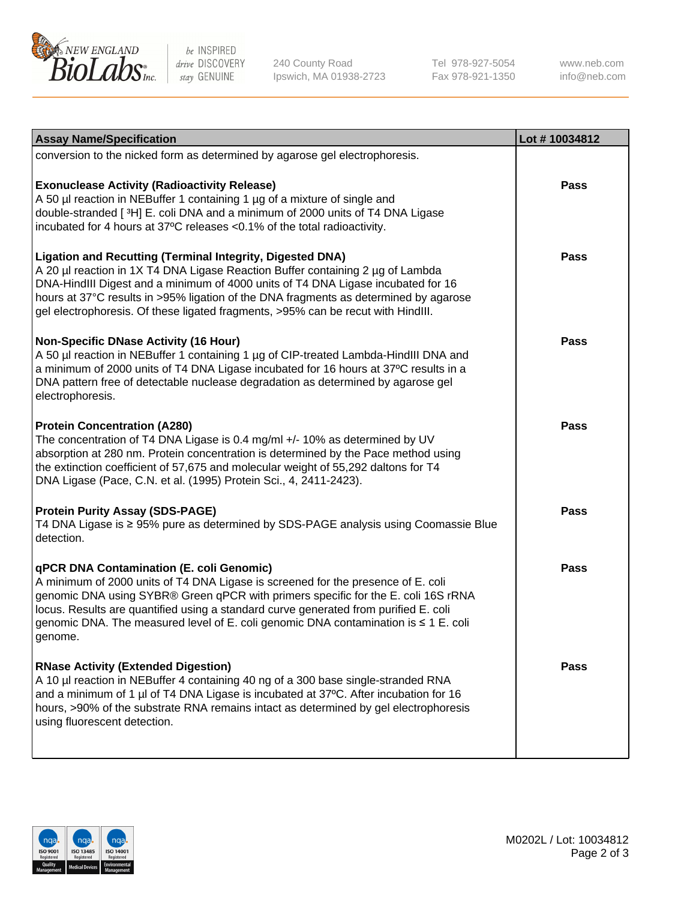| Assay Name/Specification | Lot # 10034812 |
|---|---|
| conversion to the nicked form as determined by agarose gel electrophoresis. | |
| **Exonuclease Activity (Radioactivity Release)**<br>A 50 µl reaction in NEBuffer 1 containing 1 µg of a mixture of single and double-stranded [ $^3$H] E. coli DNA and a minimum of 2000 units of T4 DNA Ligase incubated for 4 hours at 37ºC releases <0.1% of the total radioactivity. | Pass |
| **Ligation and Recutting (Terminal Integrity, Digested DNA)**<br>A 20 µl reaction in 1X T4 DNA Ligase Reaction Buffer containing 2 µg of Lambda DNA-HindIII Digest and a minimum of 4000 units of T4 DNA Ligase incubated for 16 hours at 37°C results in >95% ligation of the DNA fragments as determined by agarose gel electrophoresis. Of these ligated fragments, >95% can be recut with HindIII. | Pass |
| **Non-Specific DNase Activity (16 Hour)**<br>A 50 µl reaction in NEBuffer 1 containing 1 µg of CIP-treated Lambda-HindIII DNA and a minimum of 2000 units of T4 DNA Ligase incubated for 16 hours at 37ºC results in a DNA pattern free of detectable nuclease degradation as determined by agarose gel electrophoresis. | Pass |
| **Protein Concentration (A280)**<br>The concentration of T4 DNA Ligase is 0.4 mg/ml +/- 10% as determined by UV absorption at 280 nm. Protein concentration is determined by the Pace method using the extinction coefficient of 57,675 and molecular weight of 55,292 daltons for T4 DNA Ligase (Pace, C.N. et al. (1995) Protein Sci., 4, 2411-2423). | Pass |
| **Protein Purity Assay (SDS-PAGE)**<br>T4 DNA Ligase is ≥ 95% pure as determined by SDS-PAGE analysis using Coomassie Blue detection. | Pass |
| **qPCR DNA Contamination (E. coli Genomic)**<br>A minimum of 2000 units of T4 DNA Ligase is screened for the presence of E. coli genomic DNA using SYBR® Green qPCR with primers specific for the E. coli 16S rRNA locus. Results are quantified using a standard curve generated from purified E. coli genomic DNA. The measured level of E. coli genomic DNA contamination is ≤ 1 E. coli genome. | Pass |
| **RNase Activity (Extended Digestion)**<br>A 10 µl reaction in NEBuffer 4 containing 40 ng of a 300 base single-stranded RNA and a minimum of 1 µl of T4 DNA Ligase is incubated at 37ºC. After incubation for 16 hours, >90% of the substrate RNA remains intact as determined by gel electrophoresis using fluorescent detection. | Pass |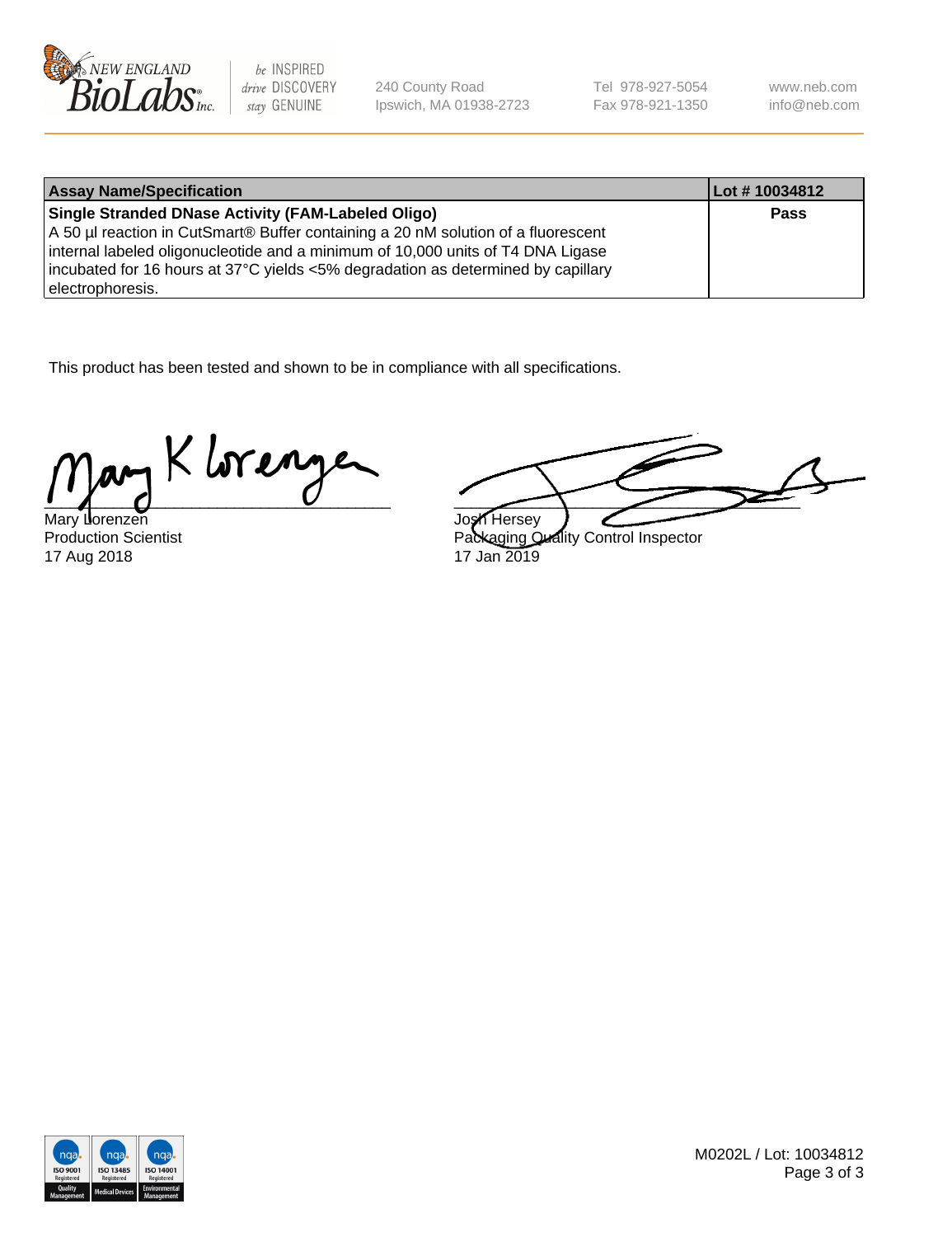| Assay Name/Specification | Lot # 10034812 |
|---|---|
| **Single Stranded DNase Activity (FAM-Labeled Oligo)** A 50 µl reaction in CutSmart® Buffer containing a 20 nM solution of a fluorescent internal labeled oligonucleotide and a minimum of 10,000 units of T4 DNA Ligase incubated for 16 hours at 37°C yields <5% degradation as determined by capillary electrophoresis. | Pass |

This product has been tested and shown to be in compliance with all specifications.

Mary Lorenzen
Production Scientist
17 Aug 2018

Josh Hersey
Packaging Quality Control Inspector
17 Jan 2019

M0202L / Lot: 10034812